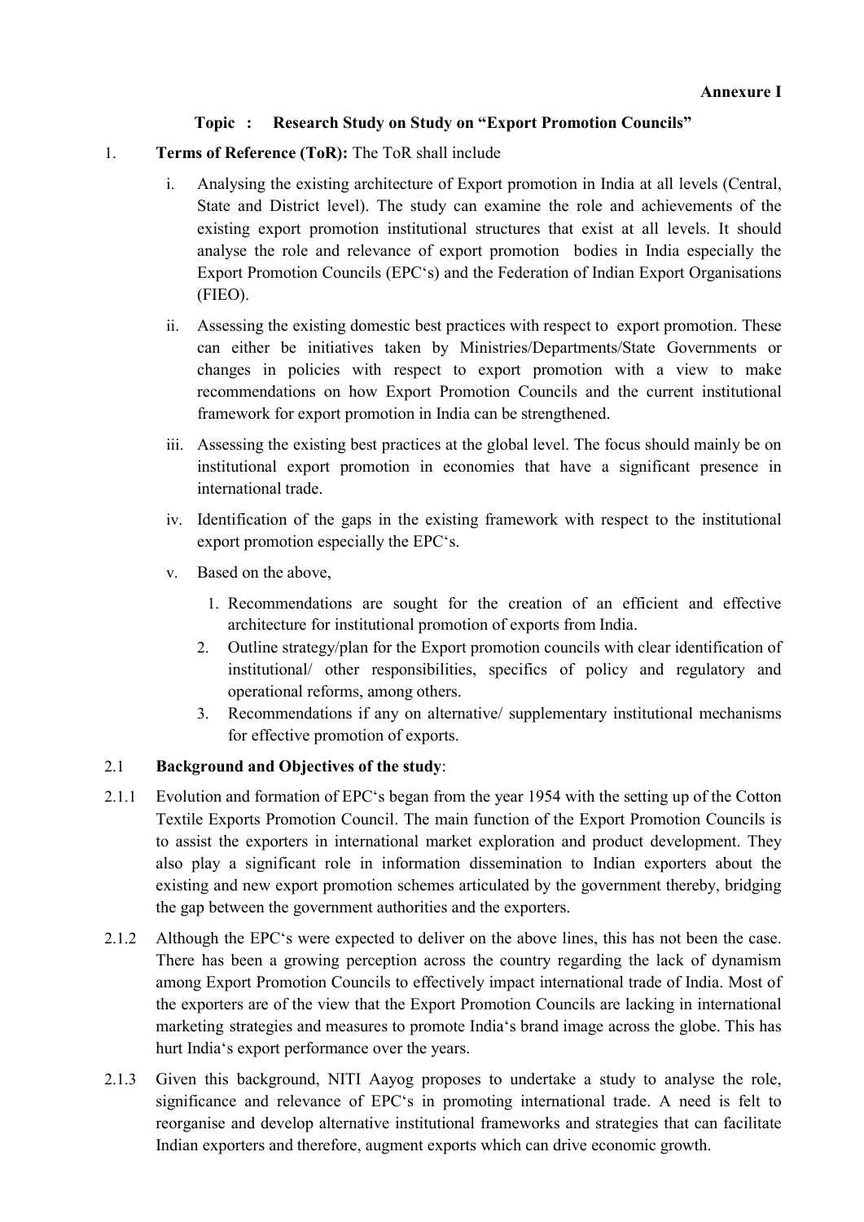**Annexure I**

**Topic : Research Study on Study on "Export Promotion Councils"**

1. **Terms of Reference (ToR):** The ToR shall include

   i. Analysing the existing architecture of Export promotion in India at all levels (Central, State and District level). The study can examine the role and achievements of the existing export promotion institutional structures that exist at all levels. It should analyse the role and relevance of export promotion bodies in India especially the Export Promotion Councils (EPC's) and the Federation of Indian Export Organisations (FIEO).

   ii. Assessing the existing domestic best practices with respect to export promotion. These can either be initiatives taken by Ministries/Departments/State Governments or changes in policies with respect to export promotion with a view to make recommendations on how Export Promotion Councils and the current institutional framework for export promotion in India can be strengthened.

   iii. Assessing the existing best practices at the global level. The focus should mainly be on institutional export promotion in economies that have a significant presence in international trade.

   iv. Identification of the gaps in the existing framework with respect to the institutional export promotion especially the EPC's.

   v. Based on the above,

      1. Recommendations are sought for the creation of an efficient and effective architecture for institutional promotion of exports from India.
      2. Outline strategy/plan for the Export promotion councils with clear identification of institutional/ other responsibilities, specifics of policy and regulatory and operational reforms, among others.
      3. Recommendations if any on alternative/ supplementary institutional mechanisms for effective promotion of exports.

2.1 **Background and Objectives of the study**:

2.1.1 Evolution and formation of EPC's began from the year 1954 with the setting up of the Cotton Textile Exports Promotion Council. The main function of the Export Promotion Councils is to assist the exporters in international market exploration and product development. They also play a significant role in information dissemination to Indian exporters about the existing and new export promotion schemes articulated by the government thereby, bridging the gap between the government authorities and the exporters.

2.1.2 Although the EPC's were expected to deliver on the above lines, this has not been the case. There has been a growing perception across the country regarding the lack of dynamism among Export Promotion Councils to effectively impact international trade of India. Most of the exporters are of the view that the Export Promotion Councils are lacking in international marketing strategies and measures to promote India's brand image across the globe. This has hurt India's export performance over the years.

2.1.3 Given this background, NITI Aayog proposes to undertake a study to analyse the role, significance and relevance of EPC's in promoting international trade. A need is felt to reorganise and develop alternative institutional frameworks and strategies that can facilitate Indian exporters and therefore, augment exports which can drive economic growth.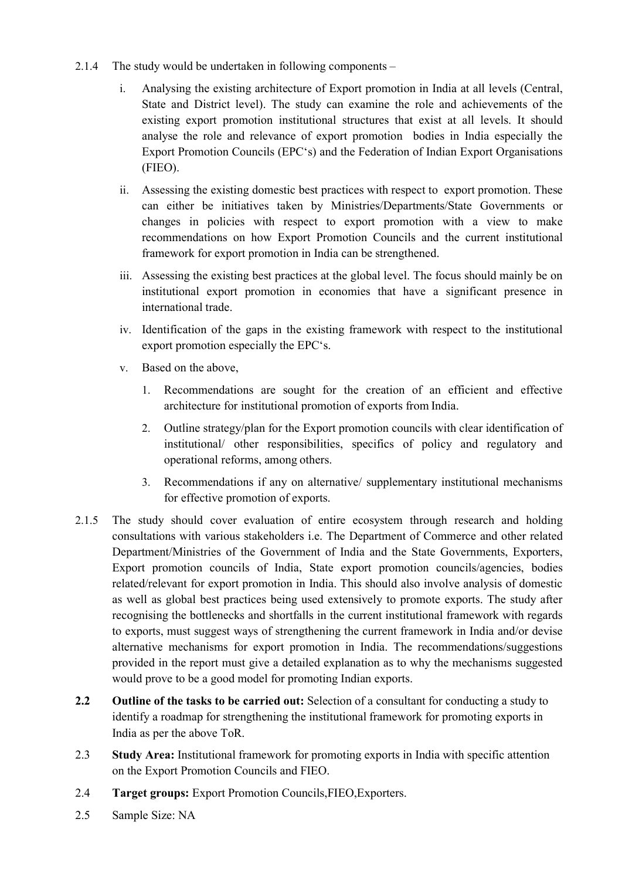2.1.4 The study would be undertaken in following components –

i. Analysing the existing architecture of Export promotion in India at all levels (Central, State and District level). The study can examine the role and achievements of the existing export promotion institutional structures that exist at all levels. It should analyse the role and relevance of export promotion bodies in India especially the Export Promotion Councils (EPC's) and the Federation of Indian Export Organisations (FIEO).

ii. Assessing the existing domestic best practices with respect to export promotion. These can either be initiatives taken by Ministries/Departments/State Governments or changes in policies with respect to export promotion with a view to make recommendations on how Export Promotion Councils and the current institutional framework for export promotion in India can be strengthened.

iii. Assessing the existing best practices at the global level. The focus should mainly be on institutional export promotion in economies that have a significant presence in international trade.

iv. Identification of the gaps in the existing framework with respect to the institutional export promotion especially the EPC's.

v. Based on the above,

1. Recommendations are sought for the creation of an efficient and effective architecture for institutional promotion of exports from India.
2. Outline strategy/plan for the Export promotion councils with clear identification of institutional/ other responsibilities, specifics of policy and regulatory and operational reforms, among others.
3. Recommendations if any on alternative/ supplementary institutional mechanisms for effective promotion of exports.

2.1.5 The study should cover evaluation of entire ecosystem through research and holding consultations with various stakeholders i.e. The Department of Commerce and other related Department/Ministries of the Government of India and the State Governments, Exporters, Export promotion councils of India, State export promotion councils/agencies, bodies related/relevant for export promotion in India. This should also involve analysis of domestic as well as global best practices being used extensively to promote exports. The study after recognising the bottlenecks and shortfalls in the current institutional framework with regards to exports, must suggest ways of strengthening the current framework in India and/or devise alternative mechanisms for export promotion in India. The recommendations/suggestions provided in the report must give a detailed explanation as to why the mechanisms suggested would prove to be a good model for promoting Indian exports.

**2.2 Outline of the tasks to be carried out:** Selection of a consultant for conducting a study to identify a roadmap for strengthening the institutional framework for promoting exports in India as per the above ToR.

2.3 **Study Area:** Institutional framework for promoting exports in India with specific attention on the Export Promotion Councils and FIEO.

2.4 **Target groups:** Export Promotion Councils,FIEO,Exporters.

2.5 Sample Size: NA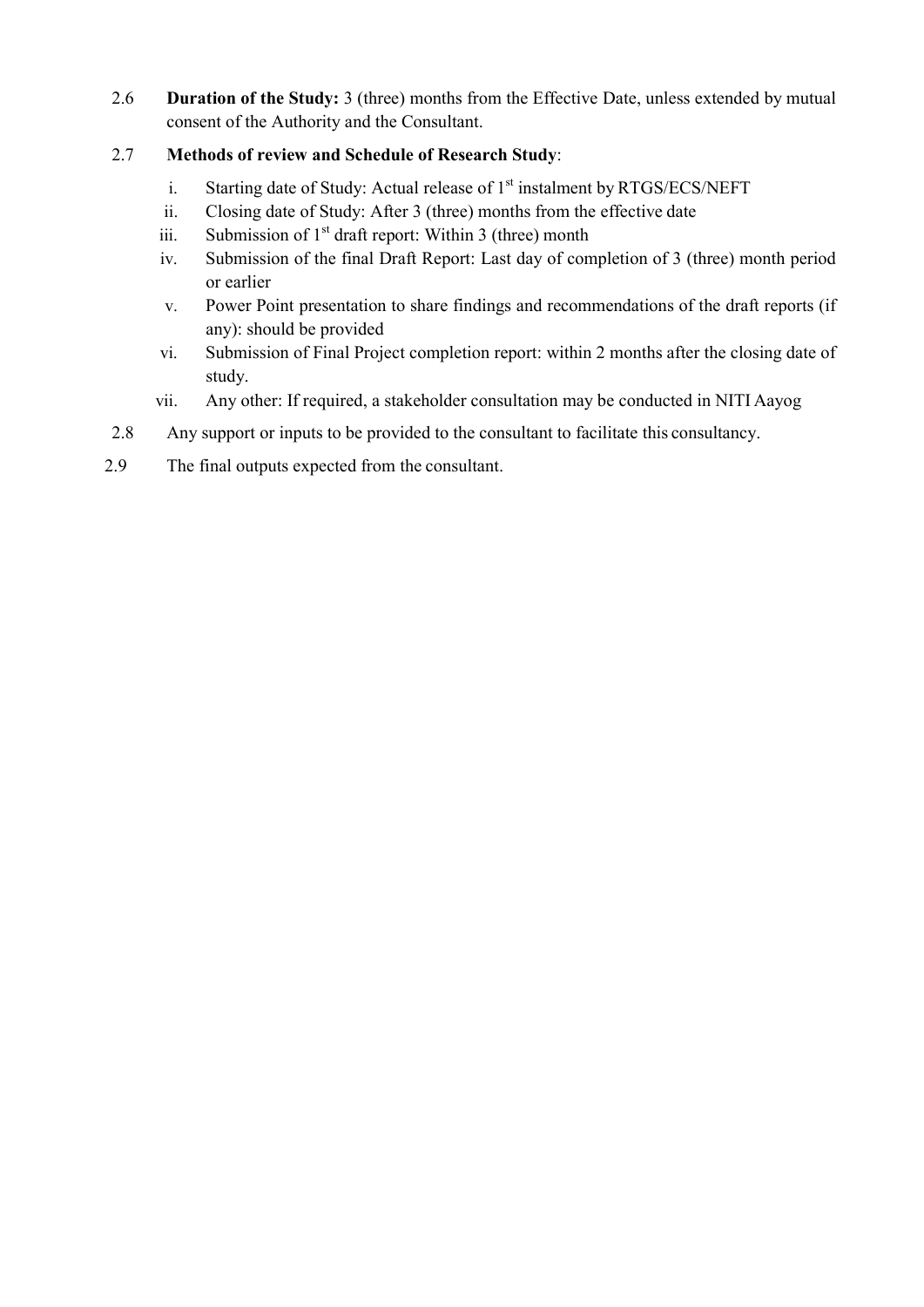2.6 **Duration of the Study:** 3 (three) months from the Effective Date, unless extended by mutual consent of the Authority and the Consultant.

2.7 **Methods of review and Schedule of Research Study**:

i. Starting date of Study: Actual release of 1st instalment by RTGS/ECS/NEFT

ii. Closing date of Study: After 3 (three) months from the effective date

iii. Submission of 1st draft report: Within 3 (three) month

iv. Submission of the final Draft Report: Last day of completion of 3 (three) month period or earlier

v. Power Point presentation to share findings and recommendations of the draft reports (if any): should be provided

vi. Submission of Final Project completion report: within 2 months after the closing date of study.

vii. Any other: If required, a stakeholder consultation may be conducted in NITI Aayog

2.8 Any support or inputs to be provided to the consultant to facilitate this consultancy.

2.9 The final outputs expected from the consultant.